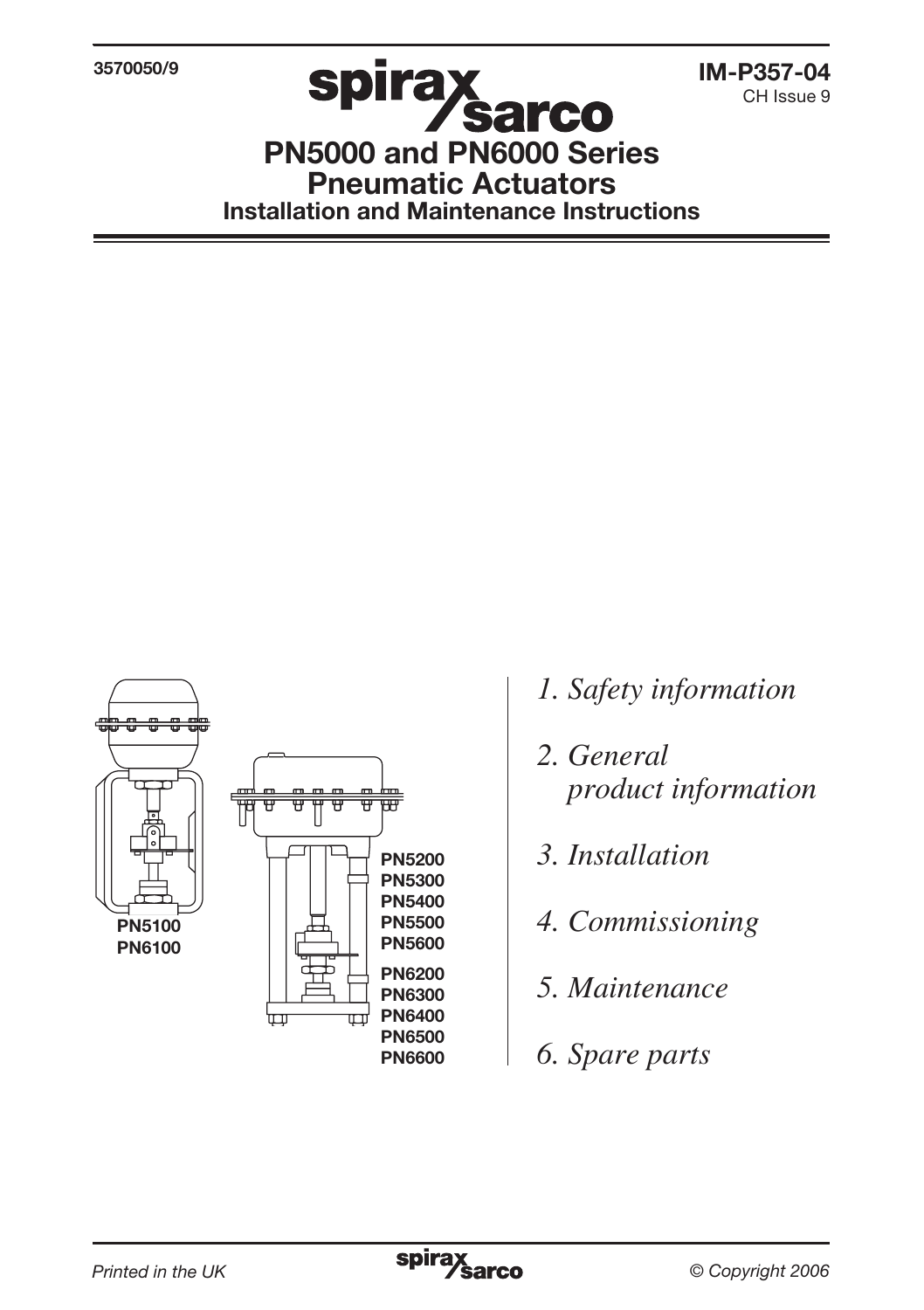3570050/9

IM-P357-04
CH Issue 9

# PN5000 and PN6000 Series Pneumatic Actuators

## Installation and Maintenance Instructions

PN5100
PN6100

PN5200
PN5300
PN5400
PN5500
PN5600
PN6200
PN6300
PN6400
PN6500
PN6600

*1. Safety information*

*2. General product information*

*3. Installation*

*4. Commissioning*

*5. Maintenance*

*6. Spare parts*

*Printed in the UK*

*© Copyright 2006*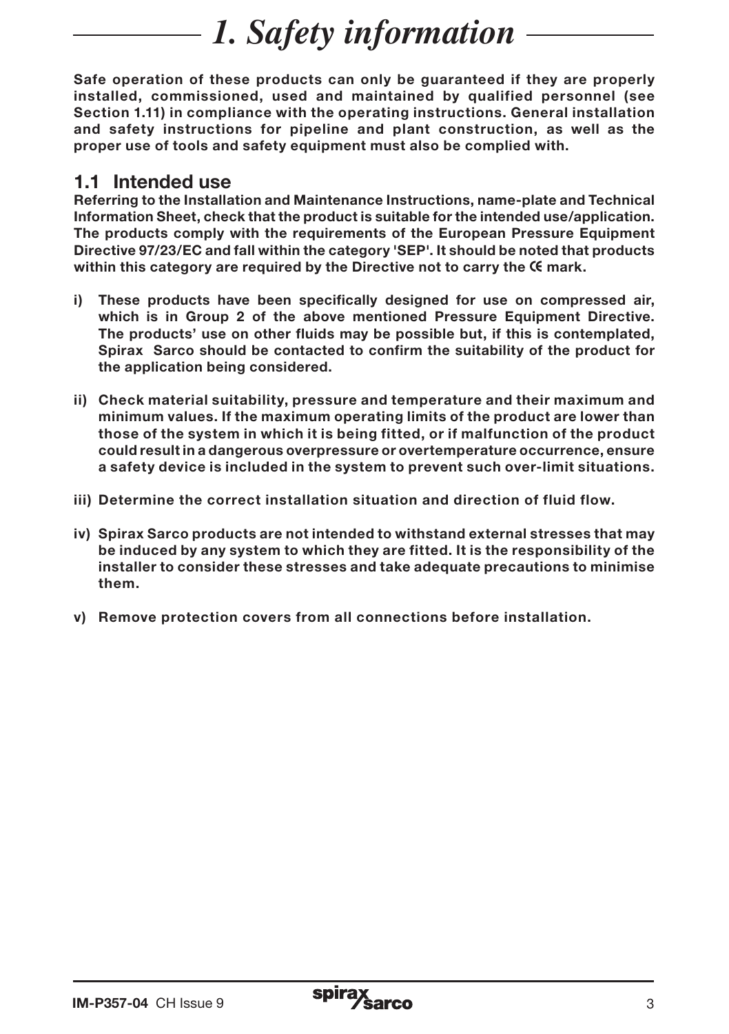# *1. Safety information*

**Safe operation of these products can only be guaranteed if they are properly installed, commissioned, used and maintained by qualified personnel (see Section 1.11) in compliance with the operating instructions. General installation and safety instructions for pipeline and plant construction, as well as the proper use of tools and safety equipment must also be complied with.**

## 1.1 Intended use

**Referring to the Installation and Maintenance Instructions, name-plate and Technical Information Sheet, check that the product is suitable for the intended use/application. The products comply with the requirements of the European Pressure Equipment Directive 97/23/EC and fall within the category 'SEP'. It should be noted that products within this category are required by the Directive not to carry the CE mark.**

**i) These products have been specifically designed for use on compressed air, which is in Group 2 of the above mentioned Pressure Equipment Directive. The products' use on other fluids may be possible but, if this is contemplated, Spirax Sarco should be contacted to confirm the suitability of the product for the application being considered.**

**ii) Check material suitability, pressure and temperature and their maximum and minimum values. If the maximum operating limits of the product are lower than those of the system in which it is being fitted, or if malfunction of the product could result in a dangerous overpressure or overtemperature occurrence, ensure a safety device is included in the system to prevent such over-limit situations.**

**iii) Determine the correct installation situation and direction of fluid flow.**

**iv) Spirax Sarco products are not intended to withstand external stresses that may be induced by any system to which they are fitted. It is the responsibility of the installer to consider these stresses and take adequate precautions to minimise them.**

**v) Remove protection covers from all connections before installation.**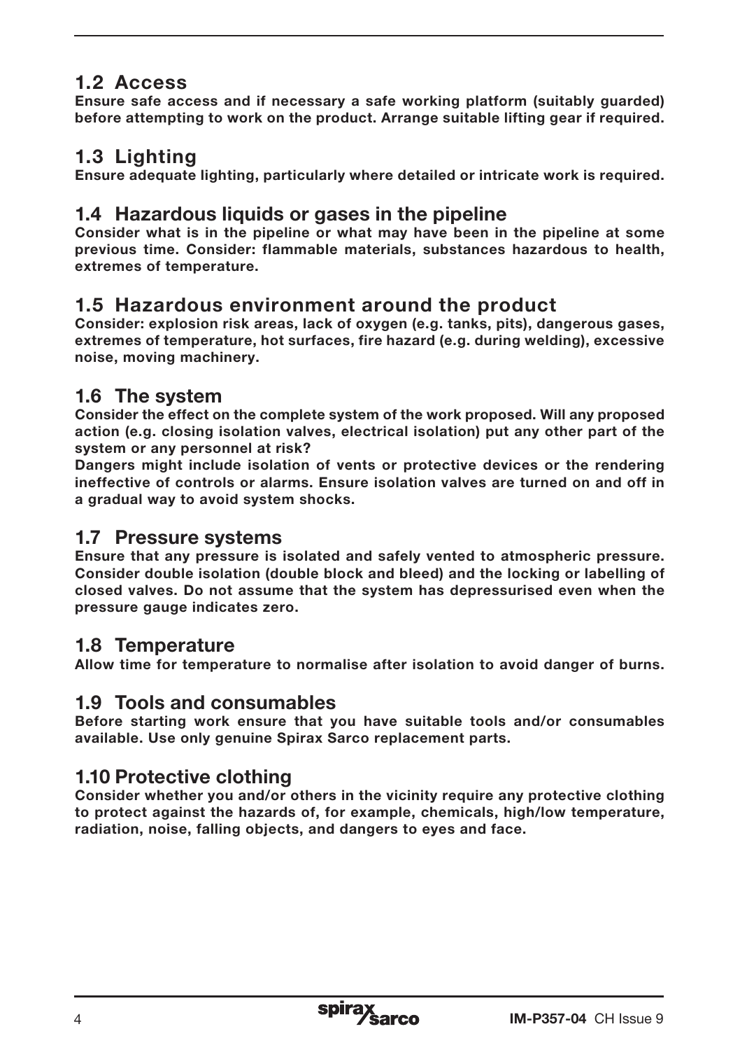## 1.2 Access

**Ensure safe access and if necessary a safe working platform (suitably guarded) before attempting to work on the product. Arrange suitable lifting gear if required.**

## 1.3 Lighting

**Ensure adequate lighting, particularly where detailed or intricate work is required.**

## 1.4 Hazardous liquids or gases in the pipeline

**Consider what is in the pipeline or what may have been in the pipeline at some previous time. Consider: flammable materials, substances hazardous to health, extremes of temperature.**

## 1.5 Hazardous environment around the product

**Consider: explosion risk areas, lack of oxygen (e.g. tanks, pits), dangerous gases, extremes of temperature, hot surfaces, fire hazard (e.g. during welding), excessive noise, moving machinery.**

## 1.6 The system

**Consider the effect on the complete system of the work proposed. Will any proposed action (e.g. closing isolation valves, electrical isolation) put any other part of the system or any personnel at risk?**

**Dangers might include isolation of vents or protective devices or the rendering ineffective of controls or alarms. Ensure isolation valves are turned on and off in a gradual way to avoid system shocks.**

## 1.7 Pressure systems

**Ensure that any pressure is isolated and safely vented to atmospheric pressure. Consider double isolation (double block and bleed) and the locking or labelling of closed valves. Do not assume that the system has depressurised even when the pressure gauge indicates zero.**

## 1.8 Temperature

**Allow time for temperature to normalise after isolation to avoid danger of burns.**

## 1.9 Tools and consumables

**Before starting work ensure that you have suitable tools and/or consumables available. Use only genuine Spirax Sarco replacement parts.**

## 1.10 Protective clothing

**Consider whether you and/or others in the vicinity require any protective clothing to protect against the hazards of, for example, chemicals, high/low temperature, radiation, noise, falling objects, and dangers to eyes and face.**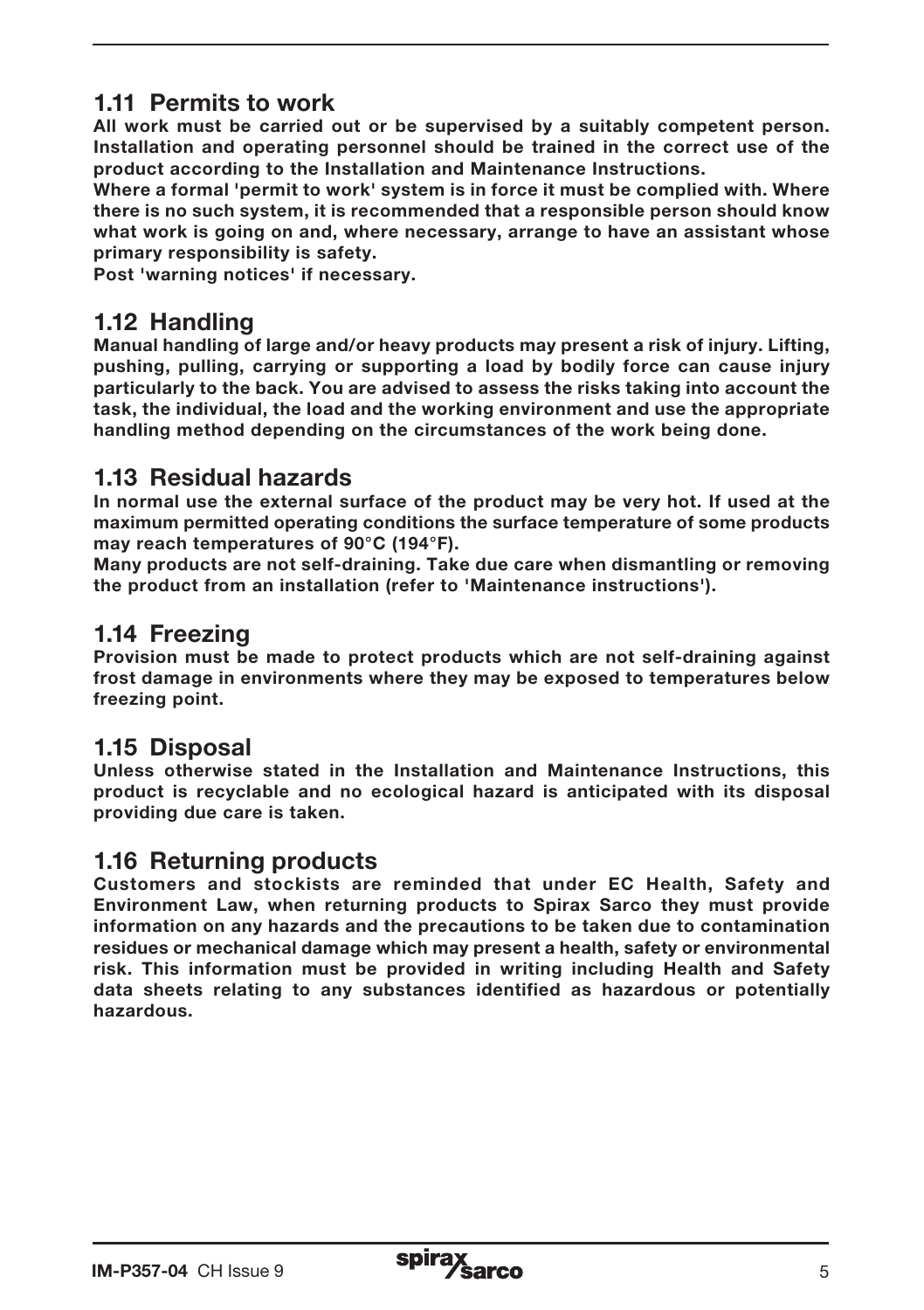## 1.11 Permits to work

**All work must be carried out or be supervised by a suitably competent person. Installation and operating personnel should be trained in the correct use of the product according to the Installation and Maintenance Instructions.**

**Where a formal 'permit to work' system is in force it must be complied with. Where there is no such system, it is recommended that a responsible person should know what work is going on and, where necessary, arrange to have an assistant whose primary responsibility is safety.**

**Post 'warning notices' if necessary.**

## 1.12 Handling

**Manual handling of large and/or heavy products may present a risk of injury. Lifting, pushing, pulling, carrying or supporting a load by bodily force can cause injury particularly to the back. You are advised to assess the risks taking into account the task, the individual, the load and the working environment and use the appropriate handling method depending on the circumstances of the work being done.**

## 1.13 Residual hazards

**In normal use the external surface of the product may be very hot. If used at the maximum permitted operating conditions the surface temperature of some products may reach temperatures of 90°C (194°F).**

**Many products are not self-draining. Take due care when dismantling or removing the product from an installation (refer to 'Maintenance instructions').**

## 1.14 Freezing

**Provision must be made to protect products which are not self-draining against frost damage in environments where they may be exposed to temperatures below freezing point.**

## 1.15 Disposal

**Unless otherwise stated in the Installation and Maintenance Instructions, this product is recyclable and no ecological hazard is anticipated with its disposal providing due care is taken.**

## 1.16 Returning products

**Customers and stockists are reminded that under EC Health, Safety and Environment Law, when returning products to Spirax Sarco they must provide information on any hazards and the precautions to be taken due to contamination residues or mechanical damage which may present a health, safety or environmental risk. This information must be provided in writing including Health and Safety data sheets relating to any substances identified as hazardous or potentially hazardous.**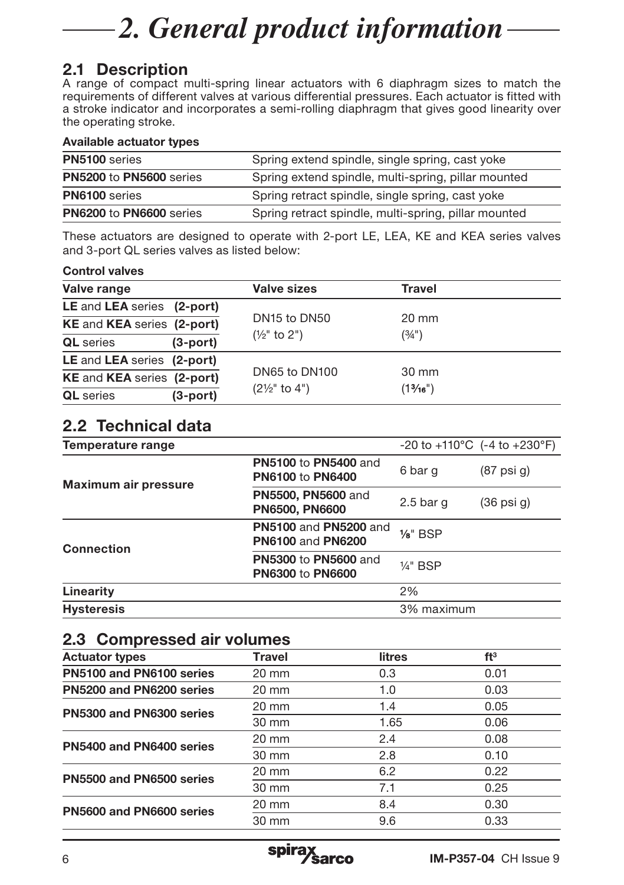# 2. General product information

## 2.1 Description

A range of compact multi-spring linear actuators with 6 diaphragm sizes to match the requirements of different valves at various differential pressures. Each actuator is fitted with a stroke indicator and incorporates a semi-rolling diaphragm that gives good linearity over the operating stroke.

**Available actuator types**

| | |
|---|---|
| **PN5100** series | Spring extend spindle, single spring, cast yoke |
| **PN5200** to **PN5600** series | Spring extend spindle, multi-spring, pillar mounted |
| **PN6100** series | Spring retract spindle, single spring, cast yoke |
| **PN6200** to **PN6600** series | Spring retract spindle, multi-spring, pillar mounted |

These actuators are designed to operate with 2-port LE, LEA, KE and KEA series valves and 3-port QL series valves as listed below:

**Control valves**

| Valve range | | Valve sizes | Travel |
|---|---|---|---|
| **LE** and **LEA** series | **(2-port)** | DN15 to DN50 (½" to 2") | 20 mm (¾") |
| **KE** and **KEA** series | **(2-port)** | | |
| **QL** series | **(3-port)** | | |
| **LE** and **LEA** series | **(2-port)** | DN65 to DN100 (2½" to 4") | 30 mm (1³⁄₁₆") |
| **KE** and **KEA** series | **(2-port)** | | |
| **QL** series | **(3-port)** | | |

## 2.2 Technical data

| | | | |
|---|---|---|---|
| **Temperature range** | | -20 to +110°C | (-4 to +230°F) |
| **Maximum air pressure** | **PN5100** to **PN5400** and **PN6100** to **PN6400** | 6 bar g | (87 psi g) |
| | **PN5500, PN5600** and **PN6500, PN6600** | 2.5 bar g | (36 psi g) |
| **Connection** | **PN5100** and **PN5200** and **PN6100** and **PN6200** | ⅛" BSP | |
| | **PN5300** to **PN5600** and **PN6300** to **PN6600** | ¼" BSP | |
| **Linearity** | | 2% | |
| **Hysteresis** | | 3% maximum | |

## 2.3 Compressed air volumes

| Actuator types | Travel | litres | ft³ |
|---|---|---|---|
| **PN5100 and PN6100 series** | 20 mm | 0.3 | 0.01 |
| **PN5200 and PN6200 series** | 20 mm | 1.0 | 0.03 |
| **PN5300 and PN6300 series** | 20 mm | 1.4 | 0.05 |
| | 30 mm | 1.65 | 0.06 |
| **PN5400 and PN6400 series** | 20 mm | 2.4 | 0.08 |
| | 30 mm | 2.8 | 0.10 |
| **PN5500 and PN6500 series** | 20 mm | 6.2 | 0.22 |
| | 30 mm | 7.1 | 0.25 |
| **PN5600 and PN6600 series** | 20 mm | 8.4 | 0.30 |
| | 30 mm | 9.6 | 0.33 |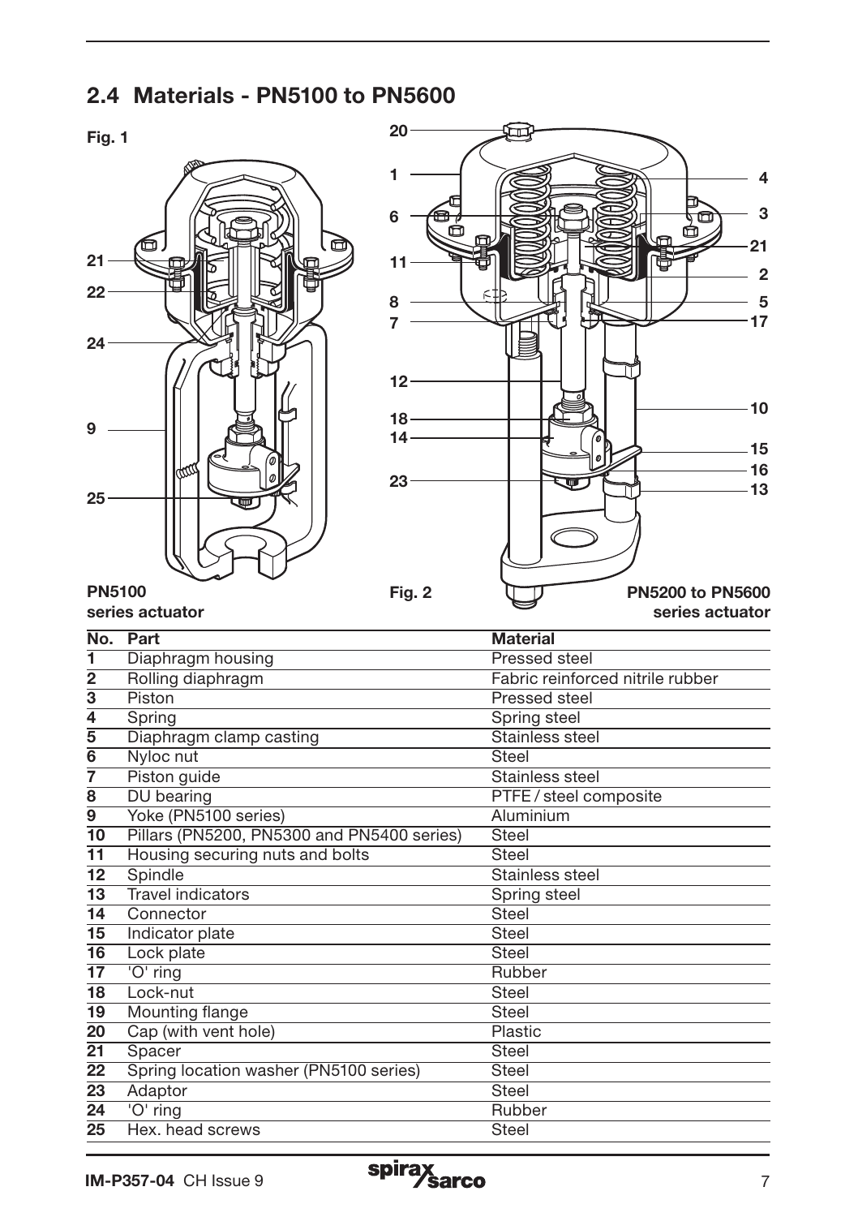## 2.4 Materials - PN5100 to PN5600

Fig. 1

PN5100 series actuator

Fig. 2

PN5200 to PN5600 series actuator

| No. | Part | Material |
|---|---|---|
| 1 | Diaphragm housing | Pressed steel |
| 2 | Rolling diaphragm | Fabric reinforced nitrile rubber |
| 3 | Piston | Pressed steel |
| 4 | Spring | Spring steel |
| 5 | Diaphragm clamp casting | Stainless steel |
| 6 | Nyloc nut | Steel |
| 7 | Piston guide | Stainless steel |
| 8 | DU bearing | PTFE / steel composite |
| 9 | Yoke (PN5100 series) | Aluminium |
| 10 | Pillars (PN5200, PN5300 and PN5400 series) | Steel |
| 11 | Housing securing nuts and bolts | Steel |
| 12 | Spindle | Stainless steel |
| 13 | Travel indicators | Spring steel |
| 14 | Connector | Steel |
| 15 | Indicator plate | Steel |
| 16 | Lock plate | Steel |
| 17 | 'O' ring | Rubber |
| 18 | Lock-nut | Steel |
| 19 | Mounting flange | Steel |
| 20 | Cap (with vent hole) | Plastic |
| 21 | Spacer | Steel |
| 22 | Spring location washer (PN5100 series) | Steel |
| 23 | Adaptor | Steel |
| 24 | 'O' ring | Rubber |
| 25 | Hex. head screws | Steel |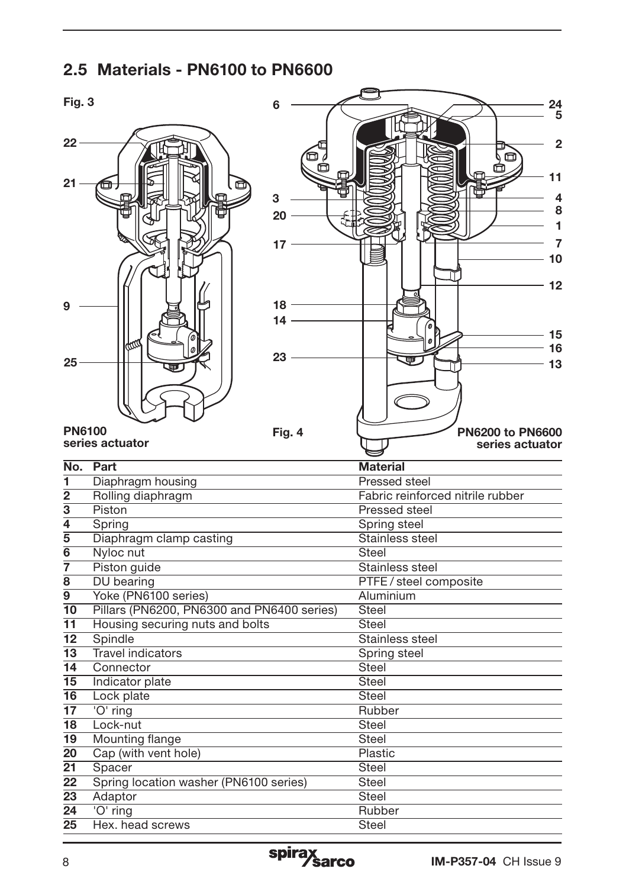## 2.5 Materials - PN6100 to PN6600

Fig. 3

PN6100 series actuator

Fig. 4

PN6200 to PN6600 series actuator

| No. | Part | Material |
|---|---|---|
| 1 | Diaphragm housing | Pressed steel |
| 2 | Rolling diaphragm | Fabric reinforced nitrile rubber |
| 3 | Piston | Pressed steel |
| 4 | Spring | Spring steel |
| 5 | Diaphragm clamp casting | Stainless steel |
| 6 | Nyloc nut | Steel |
| 7 | Piston guide | Stainless steel |
| 8 | DU bearing | PTFE / steel composite |
| 9 | Yoke (PN6100 series) | Aluminium |
| 10 | Pillars (PN6200, PN6300 and PN6400 series) | Steel |
| 11 | Housing securing nuts and bolts | Steel |
| 12 | Spindle | Stainless steel |
| 13 | Travel indicators | Spring steel |
| 14 | Connector | Steel |
| 15 | Indicator plate | Steel |
| 16 | Lock plate | Steel |
| 17 | 'O' ring | Rubber |
| 18 | Lock-nut | Steel |
| 19 | Mounting flange | Steel |
| 20 | Cap (with vent hole) | Plastic |
| 21 | Spacer | Steel |
| 22 | Spring location washer (PN6100 series) | Steel |
| 23 | Adaptor | Steel |
| 24 | 'O' ring | Rubber |
| 25 | Hex. head screws | Steel |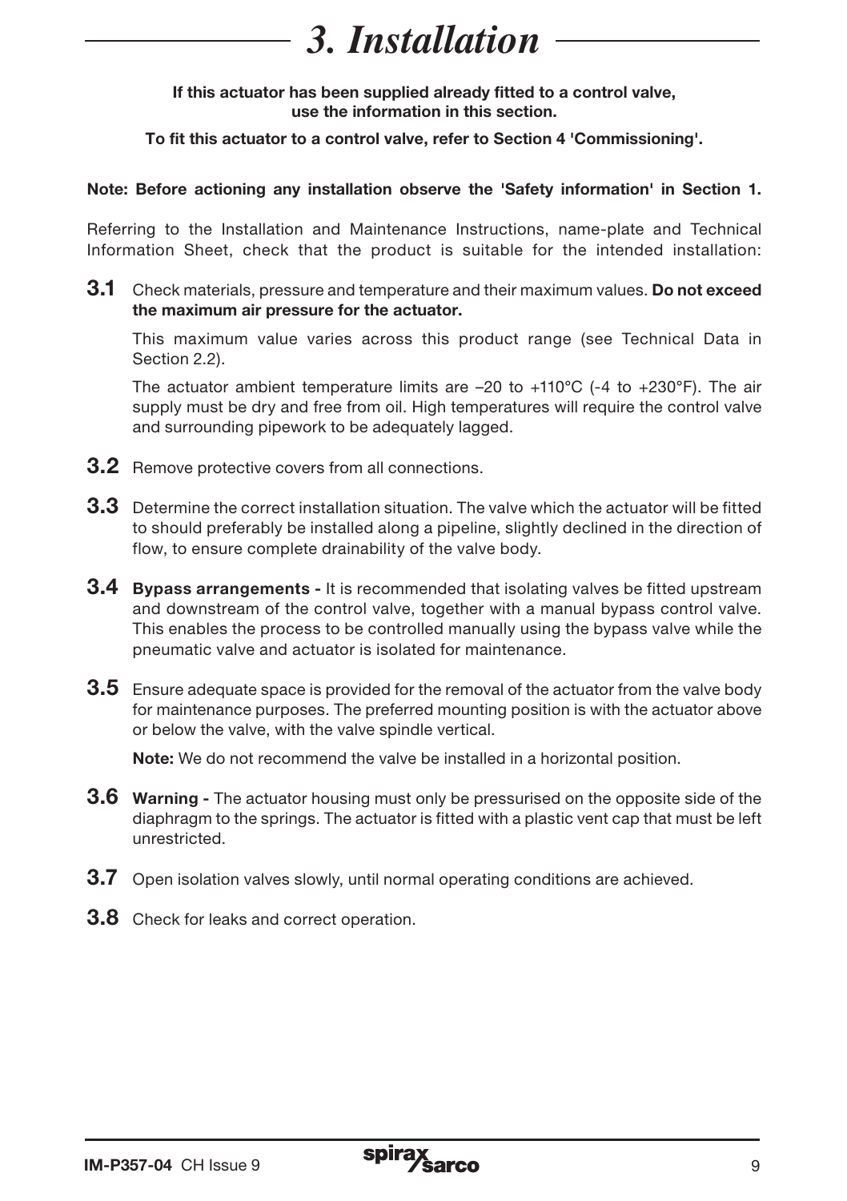# *3. Installation*

**If this actuator has been supplied already fitted to a control valve, use the information in this section.**

**To fit this actuator to a control valve, refer to Section 4 'Commissioning'.**

**Note: Before actioning any installation observe the 'Safety information' in Section 1.**

Referring to the Installation and Maintenance Instructions, name-plate and Technical Information Sheet, check that the product is suitable for the intended installation:

**3.1** Check materials, pressure and temperature and their maximum values. **Do not exceed the maximum air pressure for the actuator.**

This maximum value varies across this product range (see Technical Data in Section 2.2).

The actuator ambient temperature limits are –20 to +110°C (-4 to +230°F). The air supply must be dry and free from oil. High temperatures will require the control valve and surrounding pipework to be adequately lagged.

**3.2** Remove protective covers from all connections.

**3.3** Determine the correct installation situation. The valve which the actuator will be fitted to should preferably be installed along a pipeline, slightly declined in the direction of flow, to ensure complete drainability of the valve body.

**3.4** **Bypass arrangements -** It is recommended that isolating valves be fitted upstream and downstream of the control valve, together with a manual bypass control valve. This enables the process to be controlled manually using the bypass valve while the pneumatic valve and actuator is isolated for maintenance.

**3.5** Ensure adequate space is provided for the removal of the actuator from the valve body for maintenance purposes. The preferred mounting position is with the actuator above or below the valve, with the valve spindle vertical.

**Note:** We do not recommend the valve be installed in a horizontal position.

**3.6** **Warning -** The actuator housing must only be pressurised on the opposite side of the diaphragm to the springs. The actuator is fitted with a plastic vent cap that must be left unrestricted.

**3.7** Open isolation valves slowly, until normal operating conditions are achieved.

**3.8** Check for leaks and correct operation.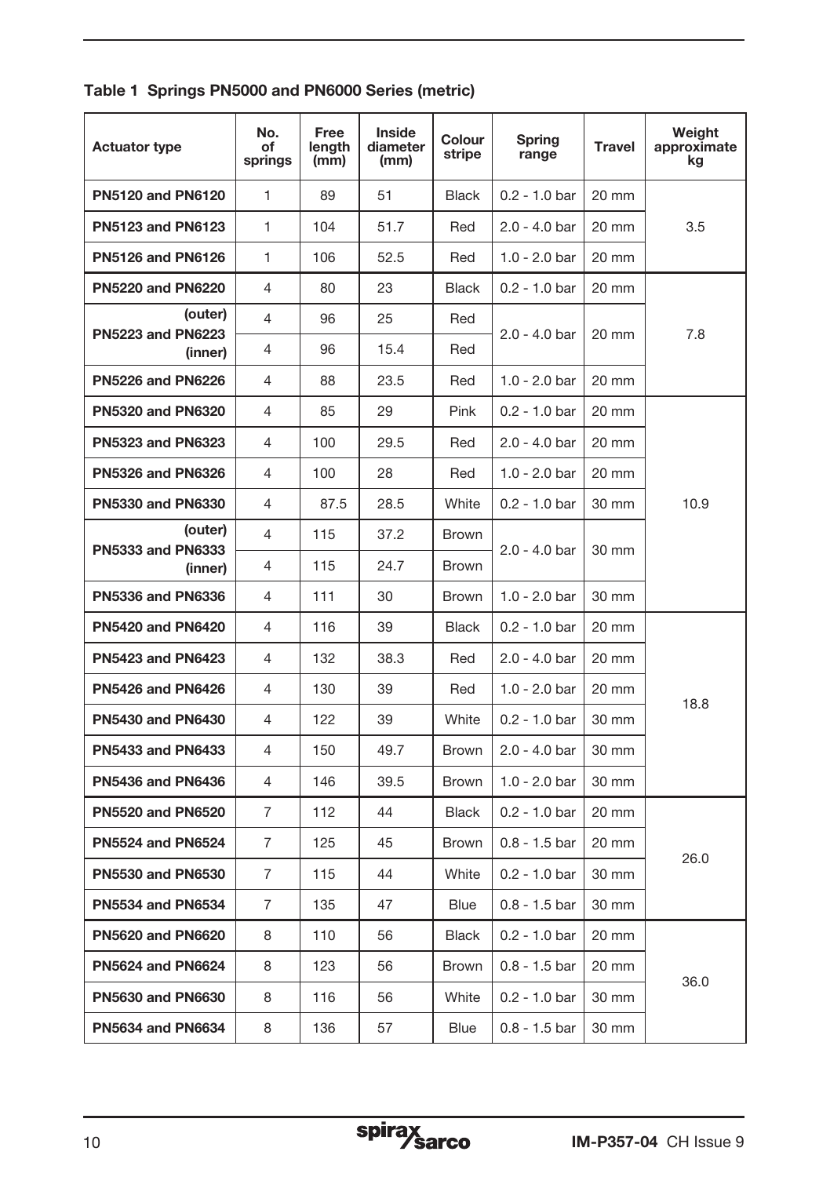**Table 1 Springs PN5000 and PN6000 Series (metric)**

| Actuator type | No. of springs | Free length (mm) | Inside diameter (mm) | Colour stripe | Spring range | Travel | Weight approximate kg |
|---|---|---|---|---|---|---|---|
| **PN5120 and PN6120** | 1 | 89 | 51 | Black | 0.2 - 1.0 bar | 20 mm | 3.5 |
| **PN5123 and PN6123** | 1 | 104 | 51.7 | Red | 2.0 - 4.0 bar | 20 mm | |
| **PN5126 and PN6126** | 1 | 106 | 52.5 | Red | 1.0 - 2.0 bar | 20 mm | |
| **PN5220 and PN6220** | 4 | 80 | 23 | Black | 0.2 - 1.0 bar | 20 mm | 7.8 |
| **PN5223 and PN6223 (outer)** | 4 | 96 | 25 | Red | 2.0 - 4.0 bar | 20 mm | |
| **PN5223 and PN6223 (inner)** | 4 | 96 | 15.4 | Red | | | |
| **PN5226 and PN6226** | 4 | 88 | 23.5 | Red | 1.0 - 2.0 bar | 20 mm | |
| **PN5320 and PN6320** | 4 | 85 | 29 | Pink | 0.2 - 1.0 bar | 20 mm | 10.9 |
| **PN5323 and PN6323** | 4 | 100 | 29.5 | Red | 2.0 - 4.0 bar | 20 mm | |
| **PN5326 and PN6326** | 4 | 100 | 28 | Red | 1.0 - 2.0 bar | 20 mm | |
| **PN5330 and PN6330** | 4 | 87.5 | 28.5 | White | 0.2 - 1.0 bar | 30 mm | |
| **PN5333 and PN6333 (outer)** | 4 | 115 | 37.2 | Brown | 2.0 - 4.0 bar | 30 mm | |
| **PN5333 and PN6333 (inner)** | 4 | 115 | 24.7 | Brown | | | |
| **PN5336 and PN6336** | 4 | 111 | 30 | Brown | 1.0 - 2.0 bar | 30 mm | |
| **PN5420 and PN6420** | 4 | 116 | 39 | Black | 0.2 - 1.0 bar | 20 mm | 18.8 |
| **PN5423 and PN6423** | 4 | 132 | 38.3 | Red | 2.0 - 4.0 bar | 20 mm | |
| **PN5426 and PN6426** | 4 | 130 | 39 | Red | 1.0 - 2.0 bar | 20 mm | |
| **PN5430 and PN6430** | 4 | 122 | 39 | White | 0.2 - 1.0 bar | 30 mm | |
| **PN5433 and PN6433** | 4 | 150 | 49.7 | Brown | 2.0 - 4.0 bar | 30 mm | |
| **PN5436 and PN6436** | 4 | 146 | 39.5 | Brown | 1.0 - 2.0 bar | 30 mm | |
| **PN5520 and PN6520** | 7 | 112 | 44 | Black | 0.2 - 1.0 bar | 20 mm | 26.0 |
| **PN5524 and PN6524** | 7 | 125 | 45 | Brown | 0.8 - 1.5 bar | 20 mm | |
| **PN5530 and PN6530** | 7 | 115 | 44 | White | 0.2 - 1.0 bar | 30 mm | |
| **PN5534 and PN6534** | 7 | 135 | 47 | Blue | 0.8 - 1.5 bar | 30 mm | |
| **PN5620 and PN6620** | 8 | 110 | 56 | Black | 0.2 - 1.0 bar | 20 mm | 36.0 |
| **PN5624 and PN6624** | 8 | 123 | 56 | Brown | 0.8 - 1.5 bar | 20 mm | |
| **PN5630 and PN6630** | 8 | 116 | 56 | White | 0.2 - 1.0 bar | 30 mm | |
| **PN5634 and PN6634** | 8 | 136 | 57 | Blue | 0.8 - 1.5 bar | 30 mm | |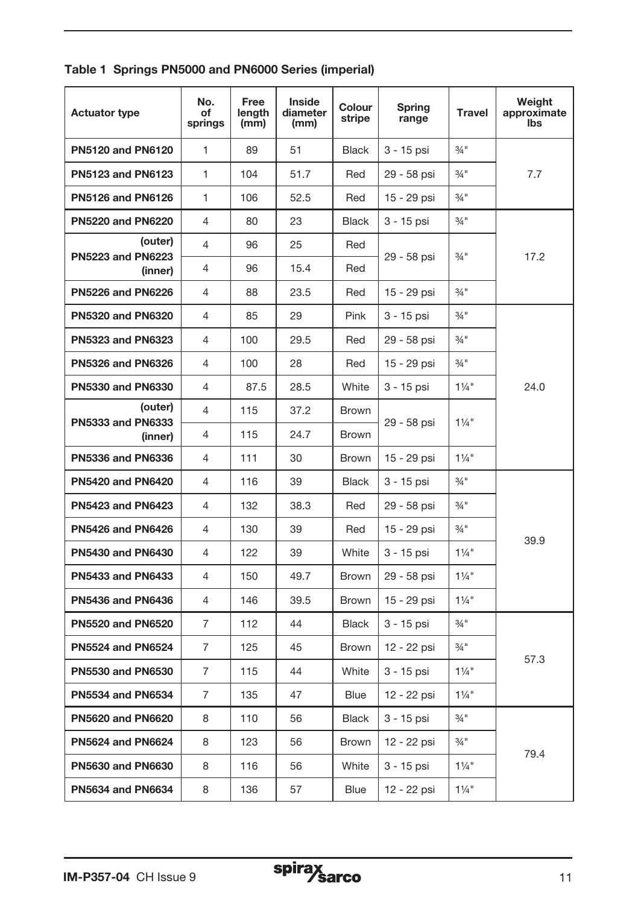**Table 1 Springs PN5000 and PN6000 Series (imperial)**

| Actuator type | No. of springs | Free length (mm) | Inside diameter (mm) | Colour stripe | Spring range | Travel | Weight approximate lbs |
|---|---|---|---|---|---|---|---|
| **PN5120 and PN6120** | 1 | 89 | 51 | Black | 3 - 15 psi | ¾" | 7.7 |
| **PN5123 and PN6123** | 1 | 104 | 51.7 | Red | 29 - 58 psi | ¾" | |
| **PN5126 and PN6126** | 1 | 106 | 52.5 | Red | 15 - 29 psi | ¾" | |
| **PN5220 and PN6220** | 4 | 80 | 23 | Black | 3 - 15 psi | ¾" | 17.2 |
| **PN5223 and PN6223 (outer)** | 4 | 96 | 25 | Red | 29 - 58 psi | ¾" | |
| **PN5223 and PN6223 (inner)** | 4 | 96 | 15.4 | Red | | | |
| **PN5226 and PN6226** | 4 | 88 | 23.5 | Red | 15 - 29 psi | ¾" | |
| **PN5320 and PN6320** | 4 | 85 | 29 | Pink | 3 - 15 psi | ¾" | 24.0 |
| **PN5323 and PN6323** | 4 | 100 | 29.5 | Red | 29 - 58 psi | ¾" | |
| **PN5326 and PN6326** | 4 | 100 | 28 | Red | 15 - 29 psi | ¾" | |
| **PN5330 and PN6330** | 4 | 87.5 | 28.5 | White | 3 - 15 psi | 1¼" | |
| **PN5333 and PN6333 (outer)** | 4 | 115 | 37.2 | Brown | 29 - 58 psi | 1¼" | |
| **PN5333 and PN6333 (inner)** | 4 | 115 | 24.7 | Brown | | | |
| **PN5336 and PN6336** | 4 | 111 | 30 | Brown | 15 - 29 psi | 1¼" | |
| **PN5420 and PN6420** | 4 | 116 | 39 | Black | 3 - 15 psi | ¾" | 39.9 |
| **PN5423 and PN6423** | 4 | 132 | 38.3 | Red | 29 - 58 psi | ¾" | |
| **PN5426 and PN6426** | 4 | 130 | 39 | Red | 15 - 29 psi | ¾" | |
| **PN5430 and PN6430** | 4 | 122 | 39 | White | 3 - 15 psi | 1¼" | |
| **PN5433 and PN6433** | 4 | 150 | 49.7 | Brown | 29 - 58 psi | 1¼" | |
| **PN5436 and PN6436** | 4 | 146 | 39.5 | Brown | 15 - 29 psi | 1¼" | |
| **PN5520 and PN6520** | 7 | 112 | 44 | Black | 3 - 15 psi | ¾" | 57.3 |
| **PN5524 and PN6524** | 7 | 125 | 45 | Brown | 12 - 22 psi | ¾" | |
| **PN5530 and PN6530** | 7 | 115 | 44 | White | 3 - 15 psi | 1¼" | |
| **PN5534 and PN6534** | 7 | 135 | 47 | Blue | 12 - 22 psi | 1¼" | |
| **PN5620 and PN6620** | 8 | 110 | 56 | Black | 3 - 15 psi | ¾" | 79.4 |
| **PN5624 and PN6624** | 8 | 123 | 56 | Brown | 12 - 22 psi | ¾" | |
| **PN5630 and PN6630** | 8 | 116 | 56 | White | 3 - 15 psi | 1¼" | |
| **PN5634 and PN6634** | 8 | 136 | 57 | Blue | 12 - 22 psi | 1¼" | |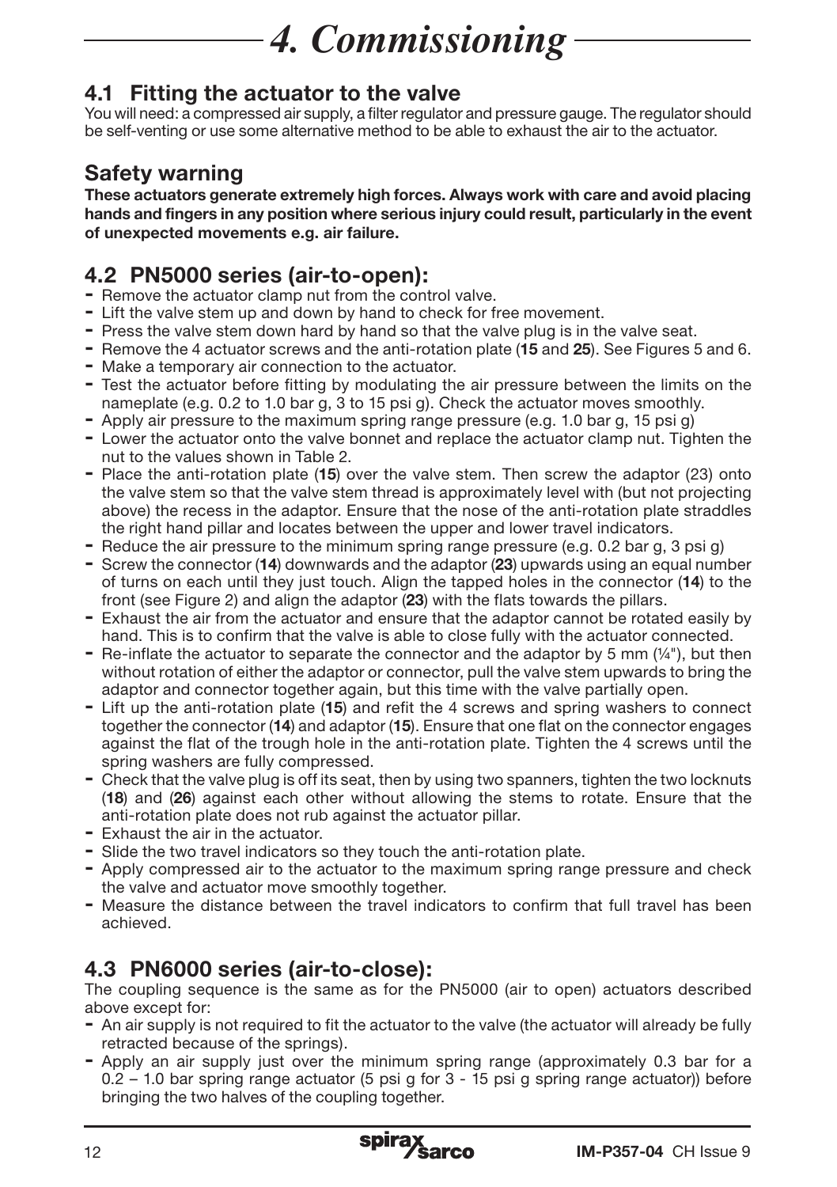# 4. Commissioning

## 4.1 Fitting the actuator to the valve

You will need: a compressed air supply, a filter regulator and pressure gauge. The regulator should be self-venting or use some alternative method to be able to exhaust the air to the actuator.

## Safety warning

**These actuators generate extremely high forces. Always work with care and avoid placing hands and fingers in any position where serious injury could result, particularly in the event of unexpected movements e.g. air failure.**

## 4.2 PN5000 series (air-to-open):

- Remove the actuator clamp nut from the control valve.
- Lift the valve stem up and down by hand to check for free movement.
- Press the valve stem down hard by hand so that the valve plug is in the valve seat.
- Remove the 4 actuator screws and the anti-rotation plate (**15** and **25**). See Figures 5 and 6.
- Make a temporary air connection to the actuator.
- Test the actuator before fitting by modulating the air pressure between the limits on the nameplate (e.g. 0.2 to 1.0 bar g, 3 to 15 psi g). Check the actuator moves smoothly.
- Apply air pressure to the maximum spring range pressure (e.g. 1.0 bar g, 15 psi g)
- Lower the actuator onto the valve bonnet and replace the actuator clamp nut. Tighten the nut to the values shown in Table 2.
- Place the anti-rotation plate (**15**) over the valve stem. Then screw the adaptor (23) onto the valve stem so that the valve stem thread is approximately level with (but not projecting above) the recess in the adaptor. Ensure that the nose of the anti-rotation plate straddles the right hand pillar and locates between the upper and lower travel indicators.
- Reduce the air pressure to the minimum spring range pressure (e.g. 0.2 bar g, 3 psi g)
- Screw the connector (**14**) downwards and the adaptor (**23**) upwards using an equal number of turns on each until they just touch. Align the tapped holes in the connector (**14**) to the front (see Figure 2) and align the adaptor (**23**) with the flats towards the pillars.
- Exhaust the air from the actuator and ensure that the adaptor cannot be rotated easily by hand. This is to confirm that the valve is able to close fully with the actuator connected.
- Re-inflate the actuator to separate the connector and the adaptor by 5 mm (¼"), but then without rotation of either the adaptor or connector, pull the valve stem upwards to bring the adaptor and connector together again, but this time with the valve partially open.
- Lift up the anti-rotation plate (**15**) and refit the 4 screws and spring washers to connect together the connector (**14**) and adaptor (**15**). Ensure that one flat on the connector engages against the flat of the trough hole in the anti-rotation plate. Tighten the 4 screws until the spring washers are fully compressed.
- Check that the valve plug is off its seat, then by using two spanners, tighten the two locknuts (**18**) and (**26**) against each other without allowing the stems to rotate. Ensure that the anti-rotation plate does not rub against the actuator pillar.
- Exhaust the air in the actuator.
- Slide the two travel indicators so they touch the anti-rotation plate.
- Apply compressed air to the actuator to the maximum spring range pressure and check the valve and actuator move smoothly together.
- Measure the distance between the travel indicators to confirm that full travel has been achieved.

## 4.3 PN6000 series (air-to-close):

The coupling sequence is the same as for the PN5000 (air to open) actuators described above except for:

- An air supply is not required to fit the actuator to the valve (the actuator will already be fully retracted because of the springs).
- Apply an air supply just over the minimum spring range (approximately 0.3 bar for a 0.2 – 1.0 bar spring range actuator (5 psi g for 3 - 15 psi g spring range actuator)) before bringing the two halves of the coupling together.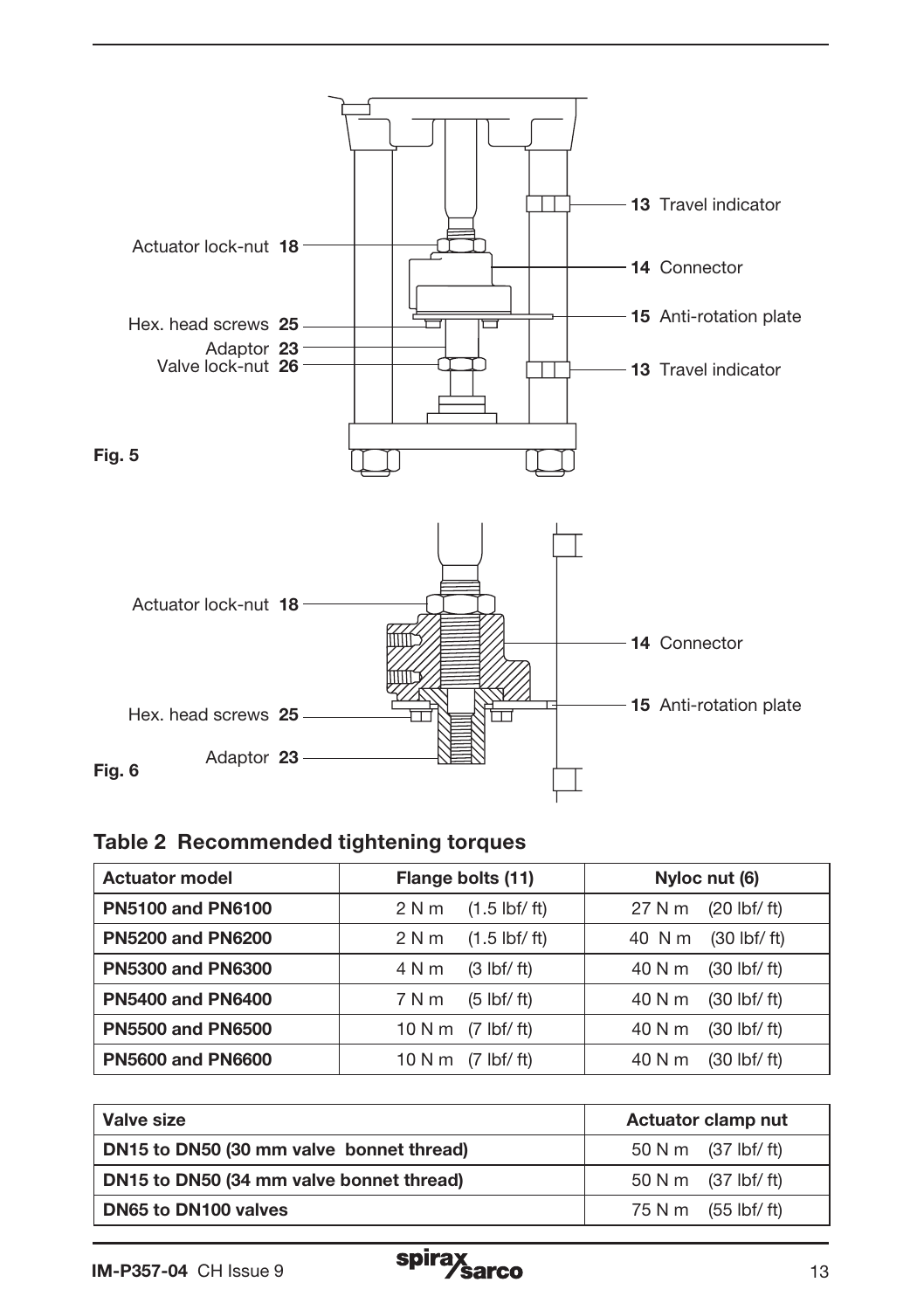Actuator lock-nut **18**

Hex. head screws **25**

Adaptor **23**

Valve lock-nut **26**

**13** Travel indicator

**14** Connector

**15** Anti-rotation plate

**13** Travel indicator

**Fig. 5**

Actuator lock-nut **18**

Hex. head screws **25**

Adaptor **23**

**14** Connector

**15** Anti-rotation plate

**Fig. 6**

## Table 2 Recommended tightening torques

| Actuator model | Flange bolts (11) | Nyloc nut (6) |
|---|---|---|
| **PN5100 and PN6100** | 2 N m (1.5 lbf/ ft) | 27 N m (20 lbf/ ft) |
| **PN5200 and PN6200** | 2 N m (1.5 lbf/ ft) | 40 N m (30 lbf/ ft) |
| **PN5300 and PN6300** | 4 N m (3 lbf/ ft) | 40 N m (30 lbf/ ft) |
| **PN5400 and PN6400** | 7 N m (5 lbf/ ft) | 40 N m (30 lbf/ ft) |
| **PN5500 and PN6500** | 10 N m (7 lbf/ ft) | 40 N m (30 lbf/ ft) |
| **PN5600 and PN6600** | 10 N m (7 lbf/ ft) | 40 N m (30 lbf/ ft) |

| Valve size | Actuator clamp nut |
|---|---|
| **DN15 to DN50 (30 mm valve bonnet thread)** | 50 N m (37 lbf/ ft) |
| **DN15 to DN50 (34 mm valve bonnet thread)** | 50 N m (37 lbf/ ft) |
| **DN65 to DN100 valves** | 75 N m (55 lbf/ ft) |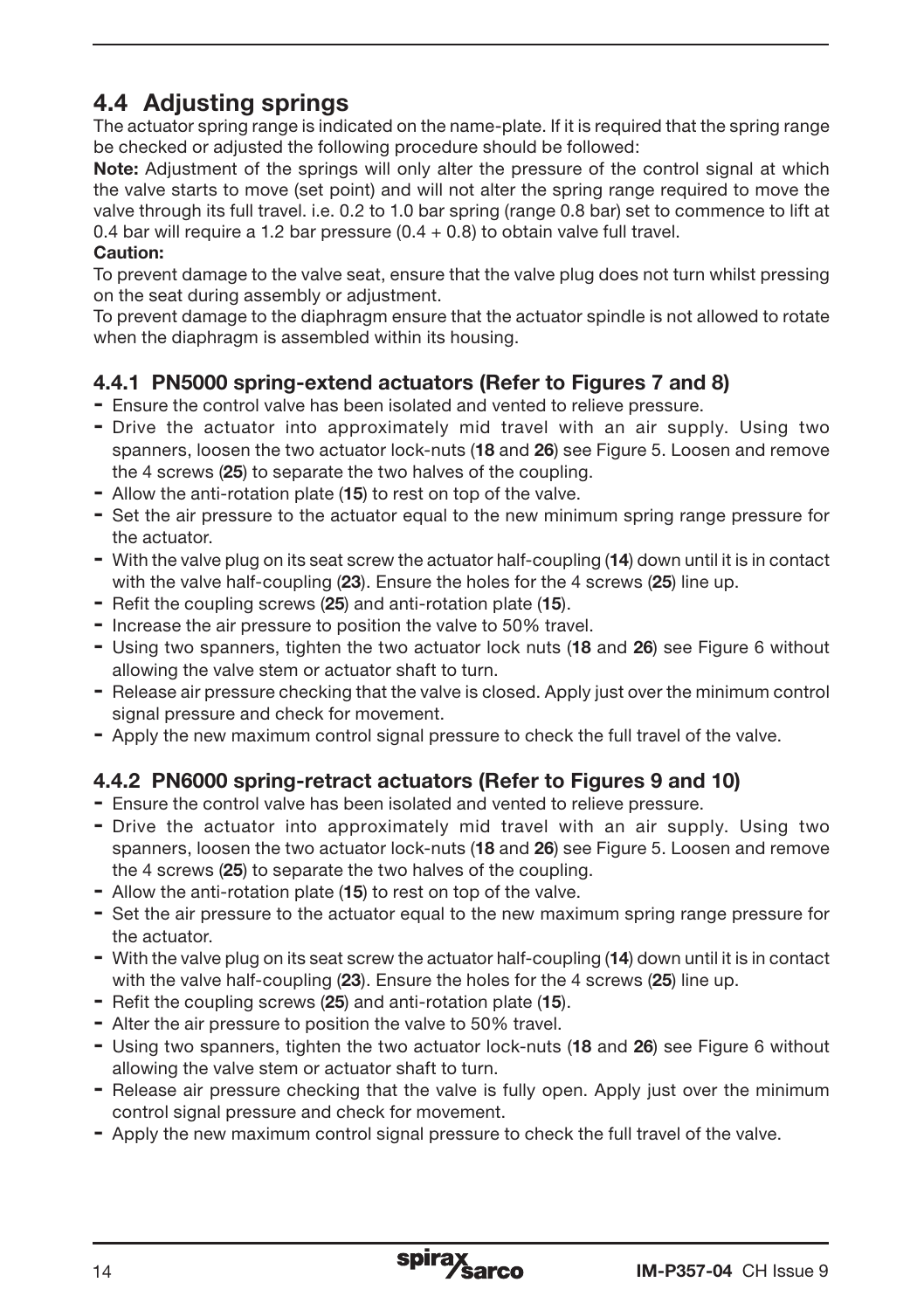## 4.4 Adjusting springs

The actuator spring range is indicated on the name-plate. If it is required that the spring range be checked or adjusted the following procedure should be followed:

**Note:** Adjustment of the springs will only alter the pressure of the control signal at which the valve starts to move (set point) and will not alter the spring range required to move the valve through its full travel. i.e. 0.2 to 1.0 bar spring (range 0.8 bar) set to commence to lift at 0.4 bar will require a 1.2 bar pressure (0.4 + 0.8) to obtain valve full travel.

**Caution:**

To prevent damage to the valve seat, ensure that the valve plug does not turn whilst pressing on the seat during assembly or adjustment.

To prevent damage to the diaphragm ensure that the actuator spindle is not allowed to rotate when the diaphragm is assembled within its housing.

### 4.4.1 PN5000 spring-extend actuators (Refer to Figures 7 and 8)

- Ensure the control valve has been isolated and vented to relieve pressure.
- Drive the actuator into approximately mid travel with an air supply. Using two spanners, loosen the two actuator lock-nuts (**18** and **26**) see Figure 5. Loosen and remove the 4 screws (**25**) to separate the two halves of the coupling.
- Allow the anti-rotation plate (**15**) to rest on top of the valve.
- Set the air pressure to the actuator equal to the new minimum spring range pressure for the actuator.
- With the valve plug on its seat screw the actuator half-coupling (**14**) down until it is in contact with the valve half-coupling (**23**). Ensure the holes for the 4 screws (**25**) line up.
- Refit the coupling screws (**25**) and anti-rotation plate (**15**).
- Increase the air pressure to position the valve to 50% travel.
- Using two spanners, tighten the two actuator lock nuts (**18** and **26**) see Figure 6 without allowing the valve stem or actuator shaft to turn.
- Release air pressure checking that the valve is closed. Apply just over the minimum control signal pressure and check for movement.
- Apply the new maximum control signal pressure to check the full travel of the valve.

### 4.4.2 PN6000 spring-retract actuators (Refer to Figures 9 and 10)

- Ensure the control valve has been isolated and vented to relieve pressure.
- Drive the actuator into approximately mid travel with an air supply. Using two spanners, loosen the two actuator lock-nuts (**18** and **26**) see Figure 5. Loosen and remove the 4 screws (**25**) to separate the two halves of the coupling.
- Allow the anti-rotation plate (**15**) to rest on top of the valve.
- Set the air pressure to the actuator equal to the new maximum spring range pressure for the actuator.
- With the valve plug on its seat screw the actuator half-coupling (**14**) down until it is in contact with the valve half-coupling (**23**). Ensure the holes for the 4 screws (**25**) line up.
- Refit the coupling screws (**25**) and anti-rotation plate (**15**).
- Alter the air pressure to position the valve to 50% travel.
- Using two spanners, tighten the two actuator lock-nuts (**18** and **26**) see Figure 6 without allowing the valve stem or actuator shaft to turn.
- Release air pressure checking that the valve is fully open. Apply just over the minimum control signal pressure and check for movement.
- Apply the new maximum control signal pressure to check the full travel of the valve.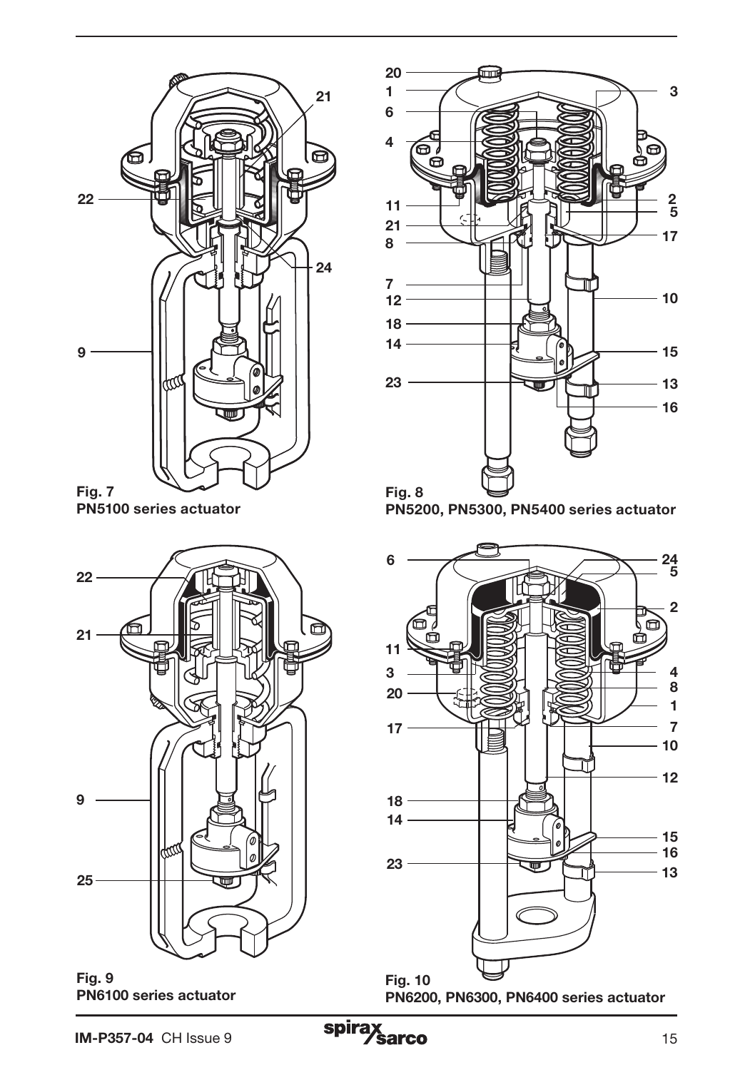Fig. 7
**PN5100 series actuator**

Fig. 8
**PN5200, PN5300, PN5400 series actuator**

Fig. 9
**PN6100 series actuator**

Fig. 10
**PN6200, PN6300, PN6400 series actuator**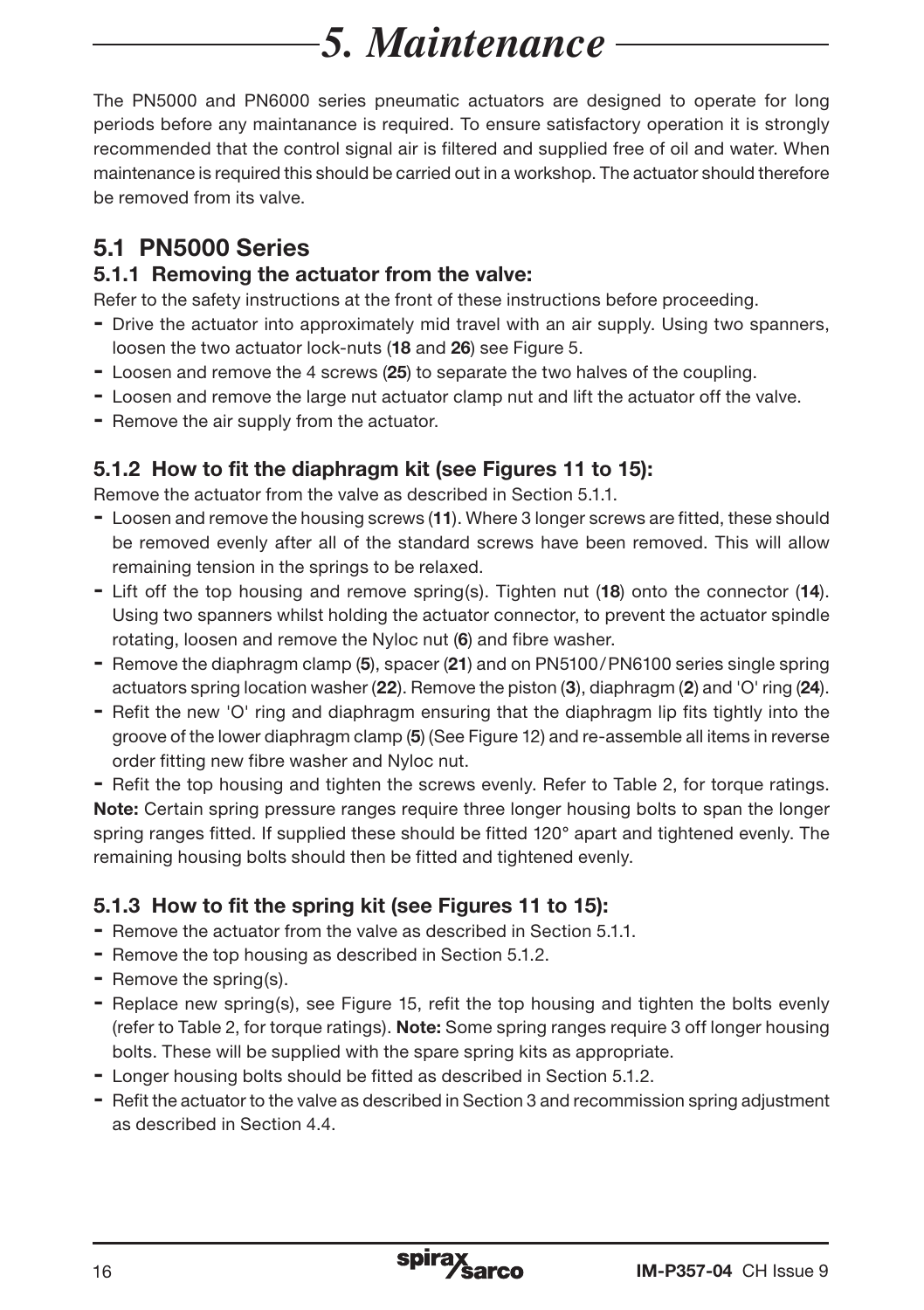# 5. Maintenance

The PN5000 and PN6000 series pneumatic actuators are designed to operate for long periods before any maintanance is required. To ensure satisfactory operation it is strongly recommended that the control signal air is filtered and supplied free of oil and water. When maintenance is required this should be carried out in a workshop. The actuator should therefore be removed from its valve.

## 5.1 PN5000 Series

### 5.1.1 Removing the actuator from the valve:

Refer to the safety instructions at the front of these instructions before proceeding.

- Drive the actuator into approximately mid travel with an air supply. Using two spanners, loosen the two actuator lock-nuts (**18** and **26**) see Figure 5.
- Loosen and remove the 4 screws (**25**) to separate the two halves of the coupling.
- Loosen and remove the large nut actuator clamp nut and lift the actuator off the valve.
- Remove the air supply from the actuator.

### 5.1.2 How to fit the diaphragm kit (see Figures 11 to 15):

Remove the actuator from the valve as described in Section 5.1.1.

- Loosen and remove the housing screws (**11**). Where 3 longer screws are fitted, these should be removed evenly after all of the standard screws have been removed. This will allow remaining tension in the springs to be relaxed.
- Lift off the top housing and remove spring(s). Tighten nut (**18**) onto the connector (**14**). Using two spanners whilst holding the actuator connector, to prevent the actuator spindle rotating, loosen and remove the Nyloc nut (**6**) and fibre washer.
- Remove the diaphragm clamp (**5**), spacer (**21**) and on PN5100/PN6100 series single spring actuators spring location washer (**22**). Remove the piston (**3**), diaphragm (**2**) and 'O' ring (**24**).
- Refit the new 'O' ring and diaphragm ensuring that the diaphragm lip fits tightly into the groove of the lower diaphragm clamp (**5**) (See Figure 12) and re-assemble all items in reverse order fitting new fibre washer and Nyloc nut.
- Refit the top housing and tighten the screws evenly. Refer to Table 2, for torque ratings.

**Note:** Certain spring pressure ranges require three longer housing bolts to span the longer spring ranges fitted. If supplied these should be fitted 120° apart and tightened evenly. The remaining housing bolts should then be fitted and tightened evenly.

### 5.1.3 How to fit the spring kit (see Figures 11 to 15):

- Remove the actuator from the valve as described in Section 5.1.1.
- Remove the top housing as described in Section 5.1.2.
- Remove the spring(s).
- Replace new spring(s), see Figure 15, refit the top housing and tighten the bolts evenly (refer to Table 2, for torque ratings). **Note:** Some spring ranges require 3 off longer housing bolts. These will be supplied with the spare spring kits as appropriate.
- Longer housing bolts should be fitted as described in Section 5.1.2.
- Refit the actuator to the valve as described in Section 3 and recommission spring adjustment as described in Section 4.4.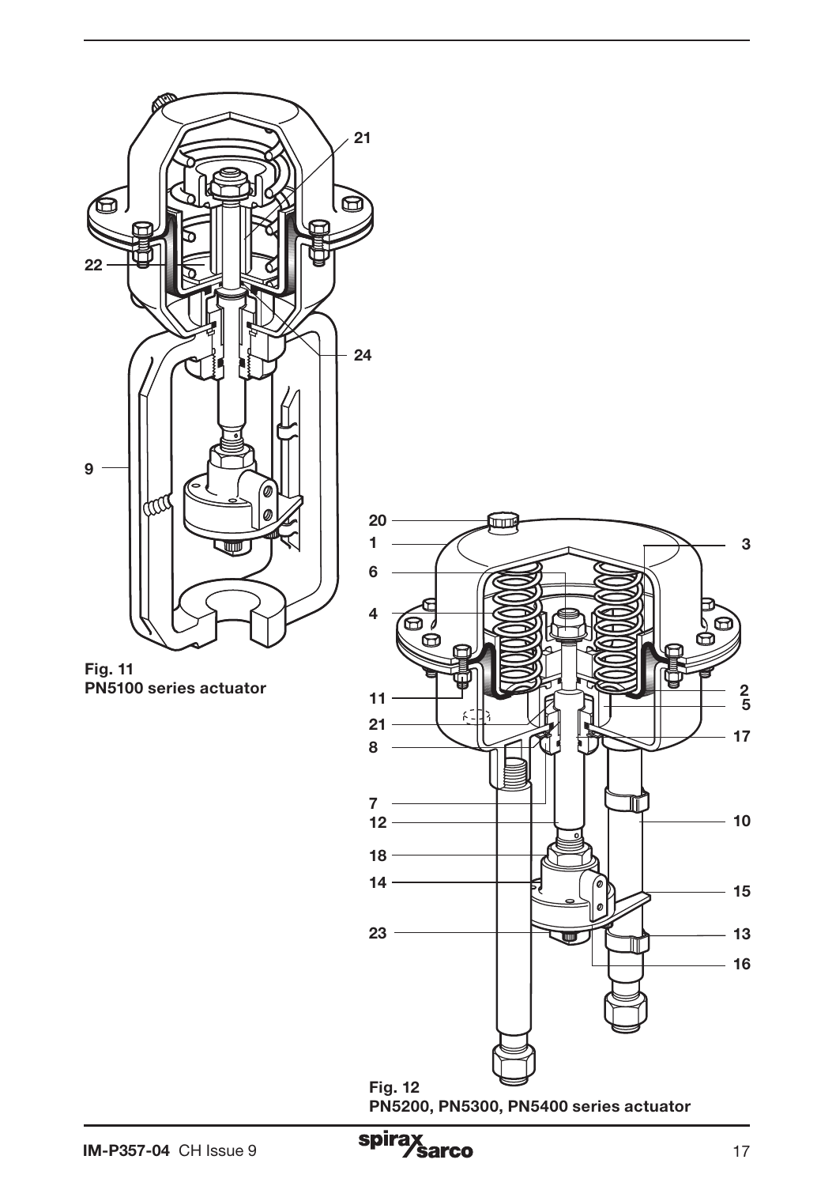**Fig. 11**
**PN5100 series actuator**

**Fig. 12**
**PN5200, PN5300, PN5400 series actuator**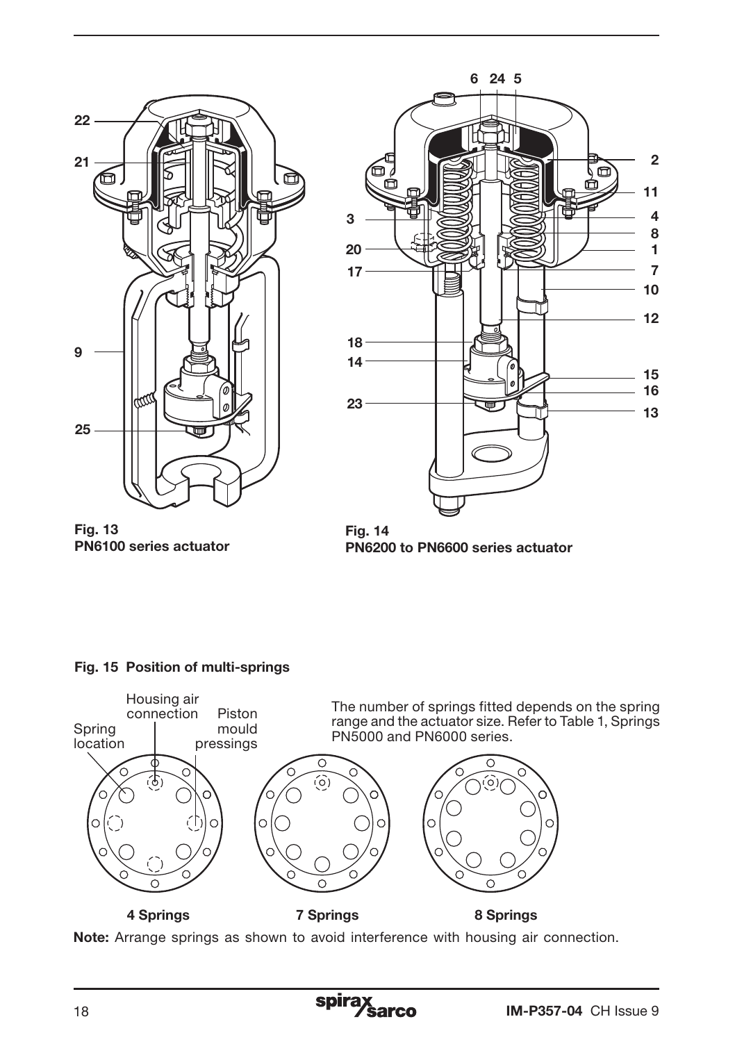**Fig. 13**
**PN6100 series actuator**

**Fig. 14**
**PN6200 to PN6600 series actuator**

**Fig. 15 Position of multi-springs**

The number of springs fitted depends on the spring range and the actuator size. Refer to Table 1, Springs PN5000 and PN6000 series.

**4 Springs** **7 Springs** **8 Springs**

**Note:** Arrange springs as shown to avoid interference with housing air connection.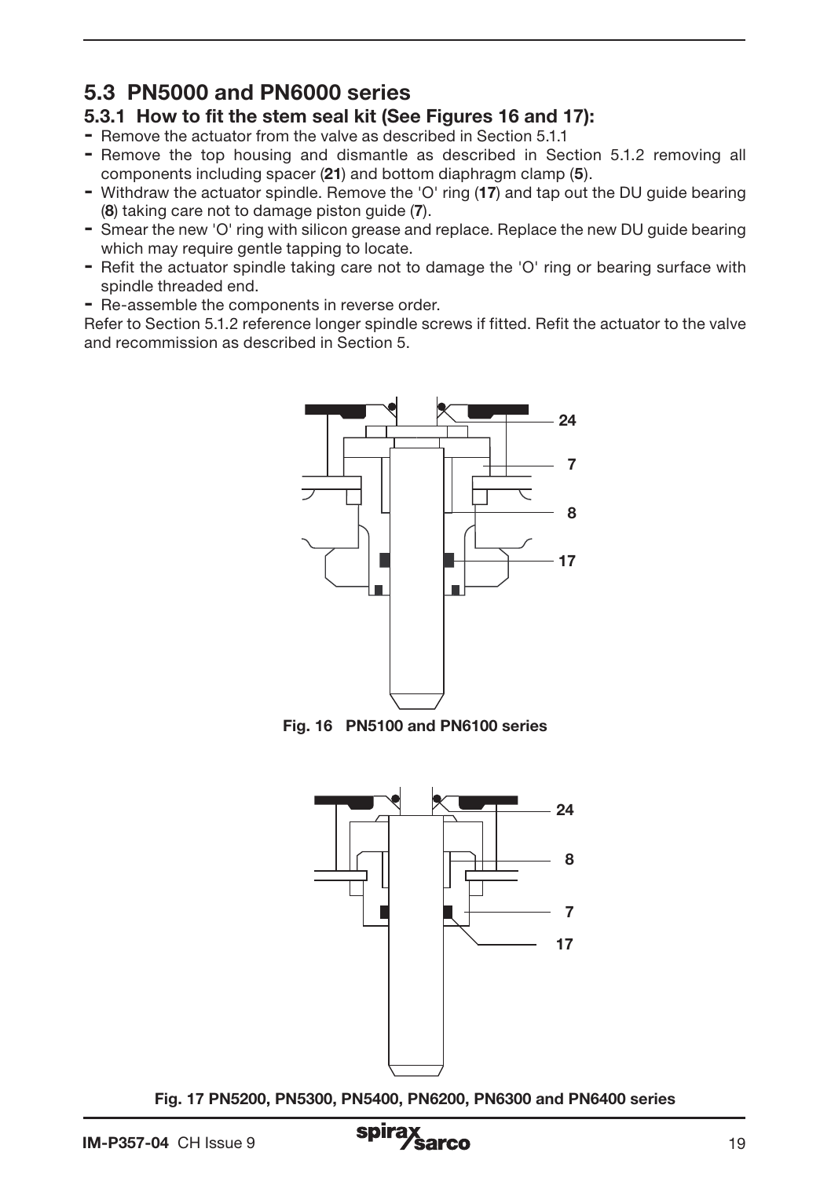## 5.3 PN5000 and PN6000 series

### 5.3.1 How to fit the stem seal kit (See Figures 16 and 17):

- Remove the actuator from the valve as described in Section 5.1.1
- Remove the top housing and dismantle as described in Section 5.1.2 removing all components including spacer (**21**) and bottom diaphragm clamp (**5**).
- Withdraw the actuator spindle. Remove the 'O' ring (**17**) and tap out the DU guide bearing (**8**) taking care not to damage piston guide (**7**).
- Smear the new 'O' ring with silicon grease and replace. Replace the new DU guide bearing which may require gentle tapping to locate.
- Refit the actuator spindle taking care not to damage the 'O' ring or bearing surface with spindle threaded end.
- Re-assemble the components in reverse order.

Refer to Section 5.1.2 reference longer spindle screws if fitted. Refit the actuator to the valve and recommission as described in Section 5.

24

7

8

17

**Fig. 16 PN5100 and PN6100 series**

24

8

7

17

**Fig. 17 PN5200, PN5300, PN5400, PN6200, PN6300 and PN6400 series**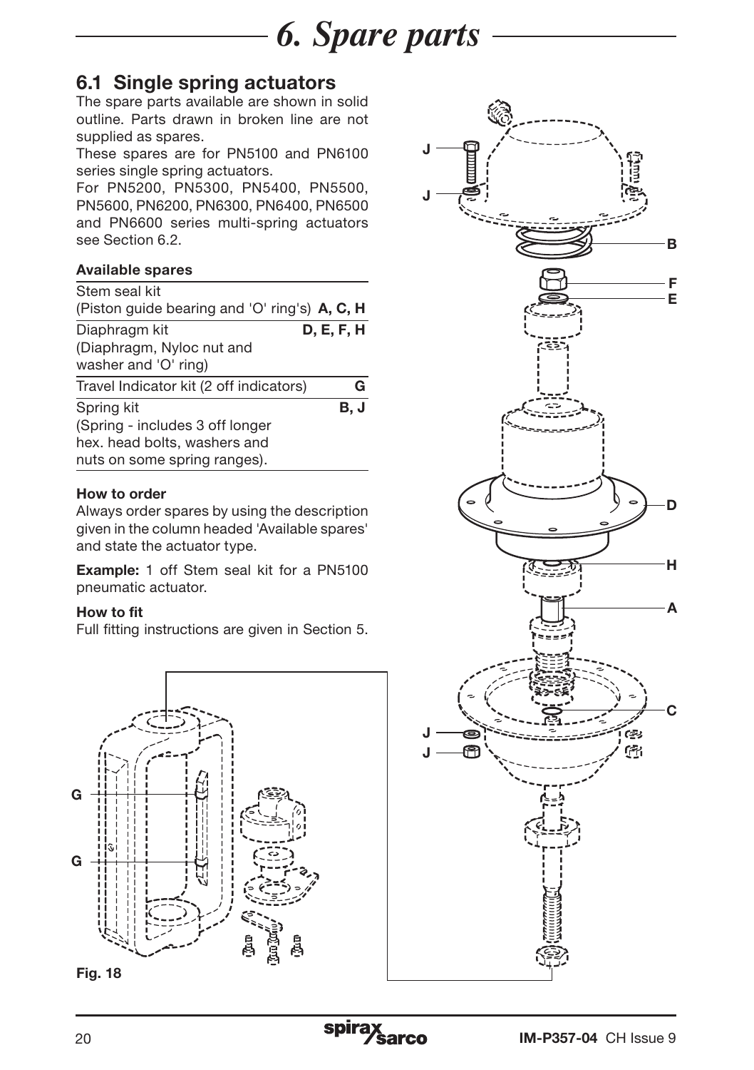# 6. Spare parts

## 6.1 Single spring actuators

The spare parts available are shown in solid outline. Parts drawn in broken line are not supplied as spares.

These spares are for PN5100 and PN6100 series single spring actuators.

For PN5200, PN5300, PN5400, PN5500, PN5600, PN6200, PN6300, PN6400, PN6500 and PN6600 series multi-spring actuators see Section 6.2.

| Available spares | |
|---|---|
| Stem seal kit (Piston guide bearing and 'O' ring's) | **A, C, H** |
| Diaphragm kit (Diaphragm, Nyloc nut and washer and 'O' ring) | **D, E, F, H** |
| Travel Indicator kit (2 off indicators) | **G** |
| Spring kit (Spring - includes 3 off longer hex. head bolts, washers and nuts on some spring ranges). | **B, J** |

**How to order**

Always order spares by using the description given in the column headed 'Available spares' and state the actuator type.

**Example:** 1 off Stem seal kit for a PN5100 pneumatic actuator.

**How to fit**

Full fitting instructions are given in Section 5.

**Fig. 18**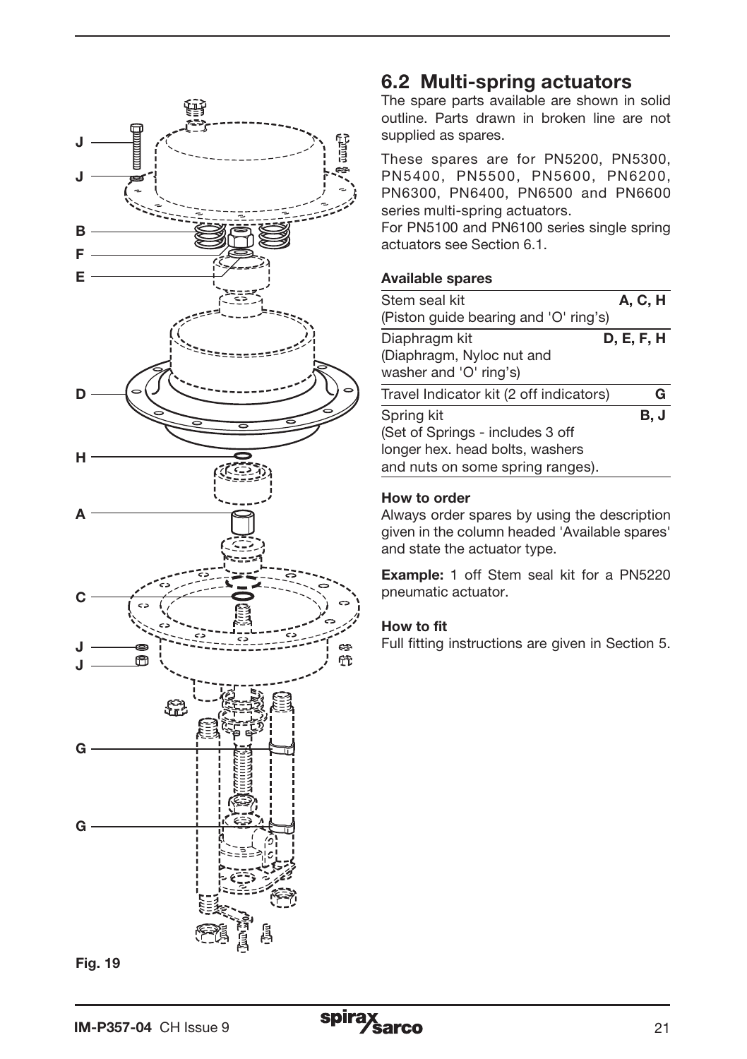Fig. 19

## 6.2 Multi-spring actuators

The spare parts available are shown in solid outline. Parts drawn in broken line are not supplied as spares.

These spares are for PN5200, PN5300, PN5400, PN5500, PN5600, PN6200, PN6300, PN6400, PN6500 and PN6600 series multi-spring actuators.
For PN5100 and PN6100 series single spring actuators see Section 6.1.

### Available spares

| | |
|---|---|
| Stem seal kit (Piston guide bearing and 'O' ring's) | **A, C, H** |
| Diaphragm kit (Diaphragm, Nyloc nut and washer and 'O' ring's) | **D, E, F, H** |
| Travel Indicator kit (2 off indicators) | **G** |
| Spring kit (Set of Springs - includes 3 off longer hex. head bolts, washers and nuts on some spring ranges). | **B, J** |

### How to order

Always order spares by using the description given in the column headed 'Available spares' and state the actuator type.

**Example:** 1 off Stem seal kit for a PN5220 pneumatic actuator.

### How to fit

Full fitting instructions are given in Section 5.